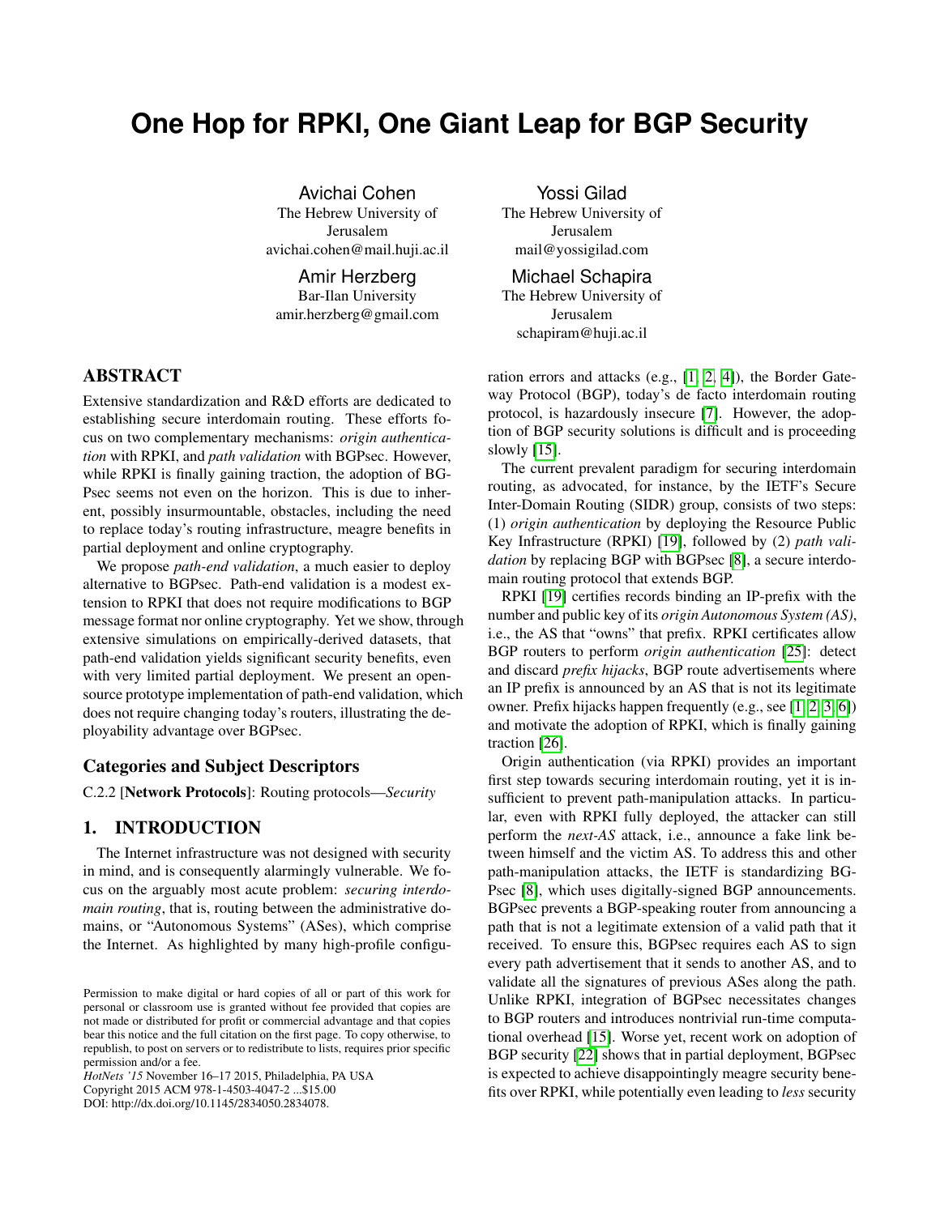# One Hop for RPKI, One Giant Leap for BGP Security

Avichai Cohen
The Hebrew University of Jerusalem
avichai.cohen@mail.huji.ac.il

Yossi Gilad
The Hebrew University of Jerusalem
mail@yossigilad.com

Amir Herzberg
Bar-Ilan University
amir.herzberg@gmail.com

Michael Schapira
The Hebrew University of Jerusalem
schapiram@huji.ac.il

## ABSTRACT

Extensive standardization and R&D efforts are dedicated to establishing secure interdomain routing. These efforts focus on two complementary mechanisms: *origin authentication* with RPKI, and *path validation* with BGPsec. However, while RPKI is finally gaining traction, the adoption of BGPsec seems not even on the horizon. This is due to inherent, possibly insurmountable, obstacles, including the need to replace today's routing infrastructure, meagre benefits in partial deployment and online cryptography.

We propose *path-end validation*, a much easier to deploy alternative to BGPsec. Path-end validation is a modest extension to RPKI that does not require modifications to BGP message format nor online cryptography. Yet we show, through extensive simulations on empirically-derived datasets, that path-end validation yields significant security benefits, even with very limited partial deployment. We present an open-source prototype implementation of path-end validation, which does not require changing today's routers, illustrating the deployability advantage over BGPsec.

### Categories and Subject Descriptors

C.2.2 [**Network Protocols**]: Routing protocols—*Security*

## 1. INTRODUCTION

The Internet infrastructure was not designed with security in mind, and is consequently alarmingly vulnerable. We focus on the arguably most acute problem: *securing interdomain routing*, that is, routing between the administrative domains, or "Autonomous Systems" (ASes), which comprise the Internet. As highlighted by many high-profile configuration errors and attacks (e.g., [1, 2, 4]), the Border Gateway Protocol (BGP), today's de facto interdomain routing protocol, is hazardously insecure [7]. However, the adoption of BGP security solutions is difficult and is proceeding slowly [15].

The current prevalent paradigm for securing interdomain routing, as advocated, for instance, by the IETF's Secure Inter-Domain Routing (SIDR) group, consists of two steps: (1) *origin authentication* by deploying the Resource Public Key Infrastructure (RPKI) [19], followed by (2) *path validation* by replacing BGP with BGPsec [8], a secure interdomain routing protocol that extends BGP.

RPKI [19] certifies records binding an IP-prefix with the number and public key of its *origin Autonomous System (AS)*, i.e., the AS that "owns" that prefix. RPKI certificates allow BGP routers to perform *origin authentication* [25]: detect and discard *prefix hijacks*, BGP route advertisements where an IP prefix is announced by an AS that is not its legitimate owner. Prefix hijacks happen frequently (e.g., see [1, 2, 3, 6]) and motivate the adoption of RPKI, which is finally gaining traction [26].

Origin authentication (via RPKI) provides an important first step towards securing interdomain routing, yet it is insufficient to prevent path-manipulation attacks. In particular, even with RPKI fully deployed, the attacker can still perform the *next-AS* attack, i.e., announce a fake link between himself and the victim AS. To address this and other path-manipulation attacks, the IETF is standardizing BGPsec [8], which uses digitally-signed BGP announcements. BGPsec prevents a BGP-speaking router from announcing a path that is not a legitimate extension of a valid path that it received. To ensure this, BGPsec requires each AS to sign every path advertisement that it sends to another AS, and to validate all the signatures of previous ASes along the path. Unlike RPKI, integration of BGPsec necessitates changes to BGP routers and introduces nontrivial run-time computational overhead [15]. Worse yet, recent work on adoption of BGP security [22] shows that in partial deployment, BGPsec is expected to achieve disappointingly meagre security benefits over RPKI, while potentially even leading to *less* security

Permission to make digital or hard copies of all or part of this work for personal or classroom use is granted without fee provided that copies are not made or distributed for profit or commercial advantage and that copies bear this notice and the full citation on the first page. To copy otherwise, to republish, to post on servers or to redistribute to lists, requires prior specific permission and/or a fee.
*HotNets '15* November 16–17 2015, Philadelphia, PA USA
Copyright 2015 ACM 978-1-4503-4047-2 ...$15.00
DOI: http://dx.doi.org/10.1145/2834050.2834078.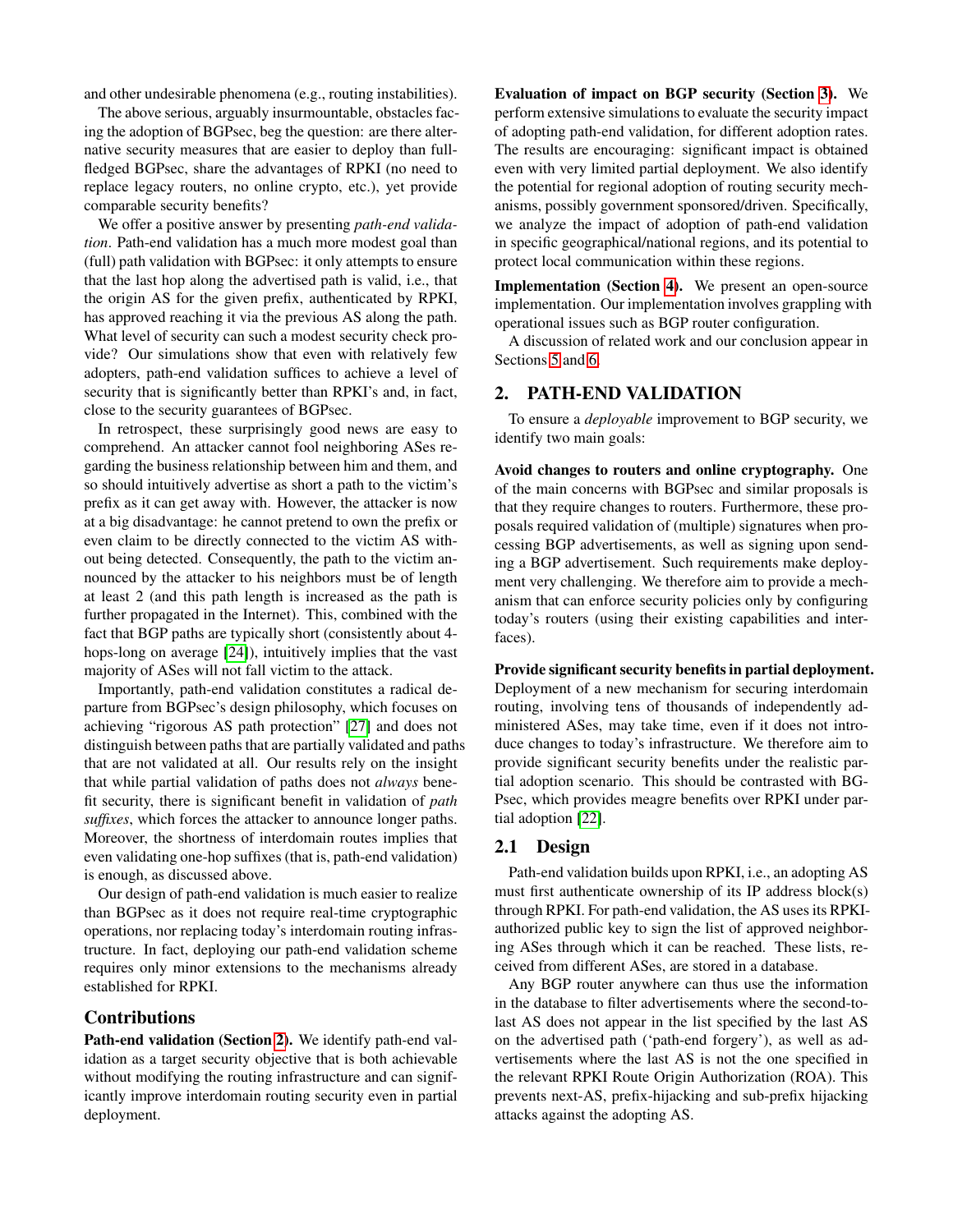and other undesirable phenomena (e.g., routing instabilities).

The above serious, arguably insurmountable, obstacles facing the adoption of BGPsec, beg the question: are there alternative security measures that are easier to deploy than full-fledged BGPsec, share the advantages of RPKI (no need to replace legacy routers, no online crypto, etc.), yet provide comparable security benefits?

We offer a positive answer by presenting *path-end validation*. Path-end validation has a much more modest goal than (full) path validation with BGPsec: it only attempts to ensure that the last hop along the advertised path is valid, i.e., that the origin AS for the given prefix, authenticated by RPKI, has approved reaching it via the previous AS along the path. What level of security can such a modest security check provide? Our simulations show that even with relatively few adopters, path-end validation suffices to achieve a level of security that is significantly better than RPKI's and, in fact, close to the security guarantees of BGPsec.

In retrospect, these surprisingly good news are easy to comprehend. An attacker cannot fool neighboring ASes regarding the business relationship between him and them, and so should intuitively advertise as short a path to the victim's prefix as it can get away with. However, the attacker is now at a big disadvantage: he cannot pretend to own the prefix or even claim to be directly connected to the victim AS without being detected. Consequently, the path to the victim announced by the attacker to his neighbors must be of length at least 2 (and this path length is increased as the path is further propagated in the Internet). This, combined with the fact that BGP paths are typically short (consistently about 4-hops-long on average [24]), intuitively implies that the vast majority of ASes will not fall victim to the attack.

Importantly, path-end validation constitutes a radical departure from BGPsec's design philosophy, which focuses on achieving "rigorous AS path protection" [27] and does not distinguish between paths that are partially validated and paths that are not validated at all. Our results rely on the insight that while partial validation of paths does not *always* benefit security, there is significant benefit in validation of *path suffixes*, which forces the attacker to announce longer paths. Moreover, the shortness of interdomain routes implies that even validating one-hop suffixes (that is, path-end validation) is enough, as discussed above.

Our design of path-end validation is much easier to realize than BGPsec as it does not require real-time cryptographic operations, nor replacing today's interdomain routing infrastructure. In fact, deploying our path-end validation scheme requires only minor extensions to the mechanisms already established for RPKI.

## Contributions

**Path-end validation (Section 2).** We identify path-end validation as a target security objective that is both achievable without modifying the routing infrastructure and can significantly improve interdomain routing security even in partial deployment.

**Evaluation of impact on BGP security (Section 3).** We perform extensive simulations to evaluate the security impact of adopting path-end validation, for different adoption rates. The results are encouraging: significant impact is obtained even with very limited partial deployment. We also identify the potential for regional adoption of routing security mechanisms, possibly government sponsored/driven. Specifically, we analyze the impact of adoption of path-end validation in specific geographical/national regions, and its potential to protect local communication within these regions.

**Implementation (Section 4).** We present an open-source implementation. Our implementation involves grappling with operational issues such as BGP router configuration.

A discussion of related work and our conclusion appear in Sections 5 and 6.

## 2. PATH-END VALIDATION

To ensure a *deployable* improvement to BGP security, we identify two main goals:

**Avoid changes to routers and online cryptography.** One of the main concerns with BGPsec and similar proposals is that they require changes to routers. Furthermore, these proposals required validation of (multiple) signatures when processing BGP advertisements, as well as signing upon sending a BGP advertisement. Such requirements make deployment very challenging. We therefore aim to provide a mechanism that can enforce security policies only by configuring today's routers (using their existing capabilities and interfaces).

**Provide significant security benefits in partial deployment.** Deployment of a new mechanism for securing interdomain routing, involving tens of thousands of independently administered ASes, may take time, even if it does not introduce changes to today's infrastructure. We therefore aim to provide significant security benefits under the realistic partial adoption scenario. This should be contrasted with BGPsec, which provides meagre benefits over RPKI under partial adoption [22].

### 2.1 Design

Path-end validation builds upon RPKI, i.e., an adopting AS must first authenticate ownership of its IP address block(s) through RPKI. For path-end validation, the AS uses its RPKI-authorized public key to sign the list of approved neighboring ASes through which it can be reached. These lists, received from different ASes, are stored in a database.

Any BGP router anywhere can thus use the information in the database to filter advertisements where the second-to-last AS does not appear in the list specified by the last AS on the advertised path ('path-end forgery'), as well as advertisements where the last AS is not the one specified in the relevant RPKI Route Origin Authorization (ROA). This prevents next-AS, prefix-hijacking and sub-prefix hijacking attacks against the adopting AS.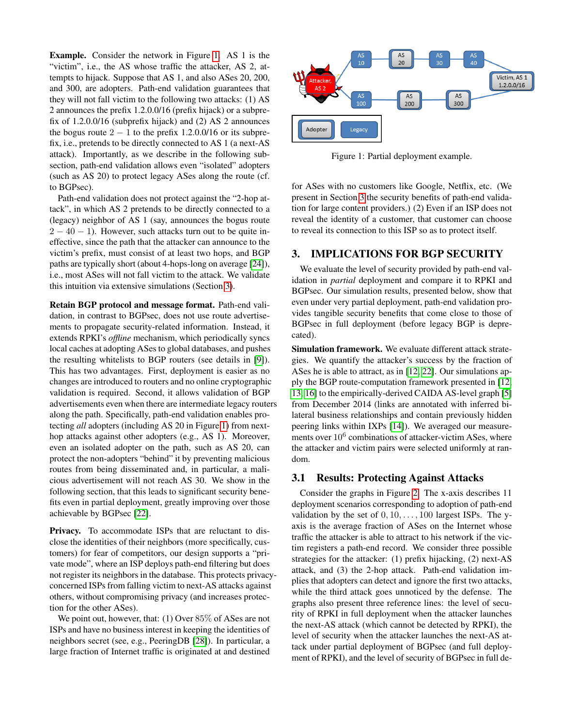**Example.** Consider the network in Figure 1. AS 1 is the "victim", i.e., the AS whose traffic the attacker, AS 2, attempts to hijack. Suppose that AS 1, and also ASes 20, 200, and 300, are adopters. Path-end validation guarantees that they will not fall victim to the following two attacks: (1) AS 2 announces the prefix 1.2.0.0/16 (prefix hijack) or a subprefix of 1.2.0.0/16 (subprefix hijack) and (2) AS 2 announces the bogus route $2 - 1$ to the prefix 1.2.0.0/16 or its subprefix, i.e., pretends to be directly connected to AS 1 (a next-AS attack). Importantly, as we describe in the following subsection, path-end validation allows even "isolated" adopters (such as AS 20) to protect legacy ASes along the route (cf. to BGPsec).

Path-end validation does not protect against the "2-hop attack", in which AS 2 pretends to be directly connected to a (legacy) neighbor of AS 1 (say, announces the bogus route $2 - 40 - 1$). However, such attacks turn out to be quite ineffective, since the path that the attacker can announce to the victim's prefix, must consist of at least two hops, and BGP paths are typically short (about 4-hops-long on average [24]), i.e., most ASes will not fall victim to the attack. We validate this intuition via extensive simulations (Section 3).

**Retain BGP protocol and message format.** Path-end validation, in contrast to BGPsec, does not use route advertisements to propagate security-related information. Instead, it extends RPKI's *offline* mechanism, which periodically syncs local caches at adopting ASes to global databases, and pushes the resulting whitelists to BGP routers (see details in [9]). This has two advantages. First, deployment is easier as no changes are introduced to routers and no online cryptographic validation is required. Second, it allows validation of BGP advertisements even when there are intermediate legacy routers along the path. Specifically, path-end validation enables protecting *all* adopters (including AS 20 in Figure 1) from next-hop attacks against other adopters (e.g., AS 1). Moreover, even an isolated adopter on the path, such as AS 20, can protect the non-adopters "behind" it by preventing malicious routes from being disseminated and, in particular, a malicious advertisement will not reach AS 30. We show in the following section, that this leads to significant security benefits even in partial deployment, greatly improving over those achievable by BGPsec [22].

**Privacy.** To accommodate ISPs that are reluctant to disclose the identities of their neighbors (more specifically, customers) for fear of competitors, our design supports a "private mode", where an ISP deploys path-end filtering but does not register its neighbors in the database. This protects privacy-concerned ISPs from falling victim to next-AS attacks against others, without compromising privacy (and increases protection for the other ASes).

We point out, however, that: (1) Over 85% of ASes are not ISPs and have no business interest in keeping the identities of neighbors secret (see, e.g., PeeringDB [28]). In particular, a large fraction of Internet traffic is originated at and destined for ASes with no customers like Google, Netflix, etc. (We present in Section 3 the security benefits of path-end validation for large content providers.) (2) Even if an ISP does not reveal the identity of a customer, that customer can choose to reveal its connection to this ISP so as to protect itself.

Figure 1: Partial deployment example.

## 3. IMPLICATIONS FOR BGP SECURITY

We evaluate the level of security provided by path-end validation in *partial* deployment and compare it to RPKI and BGPsec. Our simulation results, presented below, show that even under very partial deployment, path-end validation provides tangible security benefits that come close to those of BGPsec in full deployment (before legacy BGP is deprecated).

**Simulation framework.** We evaluate different attack strategies. We quantify the attacker's success by the fraction of ASes he is able to attract, as in [12, 22]. Our simulations apply the BGP route-computation framework presented in [12, 13, 16] to the empirically-derived CAIDA AS-level graph [5] from December 2014 (links are annotated with inferred bilateral business relationships and contain previously hidden peering links within IXPs [14]). We averaged our measurements over $10^6$ combinations of attacker-victim ASes, where the attacker and victim pairs were selected uniformly at random.

### 3.1 Results: Protecting Against Attacks

Consider the graphs in Figure 2. The x-axis describes 11 deployment scenarios corresponding to adoption of path-end validation by the set of $0, 10, \ldots, 100$ largest ISPs. The y-axis is the average fraction of ASes on the Internet whose traffic the attacker is able to attract to his network if the victim registers a path-end record. We consider three possible strategies for the attacker: (1) prefix hijacking, (2) next-AS attack, and (3) the 2-hop attack. Path-end validation implies that adopters can detect and ignore the first two attacks, while the third attack goes unnoticed by the defense. The graphs also present three reference lines: the level of security of RPKI in full deployment when the attacker launches the next-AS attack (which cannot be detected by RPKI), the level of security when the attacker launches the next-AS attack under partial deployment of BGPsec (and full deployment of RPKI), and the level of security of BGPsec in full de-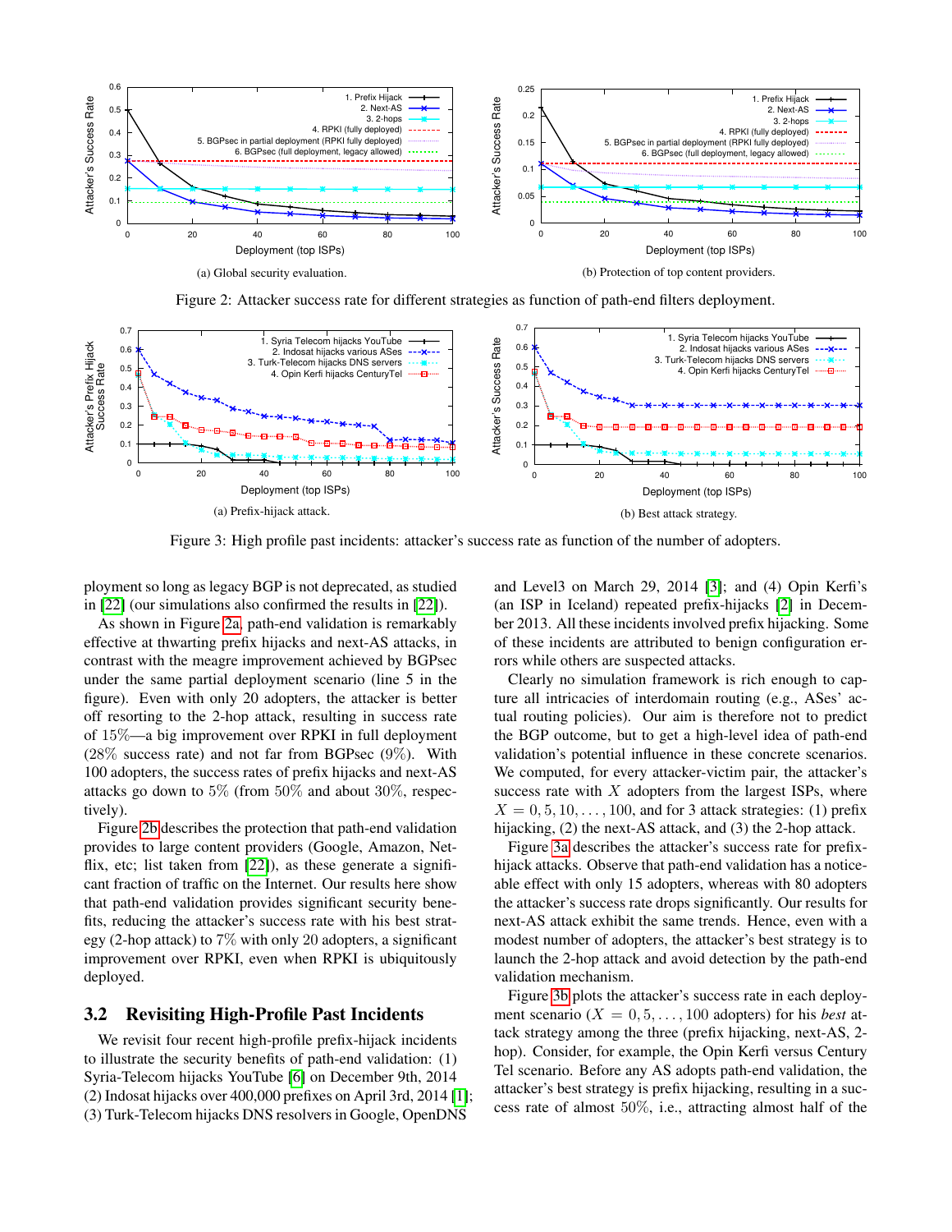(a) Global security evaluation.

(b) Protection of top content providers.

Figure 2: Attacker success rate for different strategies as function of path-end filters deployment.

(a) Prefix-hijack attack.

(b) Best attack strategy.

Figure 3: High profile past incidents: attacker's success rate as function of the number of adopters.

ployment so long as legacy BGP is not deprecated, as studied in [22] (our simulations also confirmed the results in [22]).

As shown in Figure 2a, path-end validation is remarkably effective at thwarting prefix hijacks and next-AS attacks, in contrast with the meagre improvement achieved by BGPsec under the same partial deployment scenario (line 5 in the figure). Even with only 20 adopters, the attacker is better off resorting to the 2-hop attack, success rate of 15%—a big improvement over RPKI in full deployment (28% success rate) and not far from BGPsec (9%). With 100 adopters, the success rates of prefix hijacks and next-AS attacks go down to 5% (from 50% and about 30%, respectively).

Figure 2b describes the protection that path-end validation provides to large content providers (Google, Amazon, Netflix, etc; list taken from [22]), as these generate a significant fraction of traffic on the Internet. Our results here show that path-end validation provides significant security benefits, reducing the attacker's success rate with his best strategy (2-hop attack) to 7% with only 20 adopters, a significant improvement over RPKI, even when RPKI is ubiquitously deployed.

## 3.2 Revisiting High-Profile Past Incidents

We revisit four recent high-profile prefix-hijack incidents to illustrate the security benefits of path-end validation: (1) Syria-Telecom hijacks YouTube [6] on December 9th, 2014 (2) Indosat hijacks over 400,000 prefixes on April 3rd, 2014 [1]; (3) Turk-Telecom hijacks DNS resolvers in Google, OpenDNS and Level3 on March 29, 2014 [3]; and (4) Opin Kerfi's (an ISP in Iceland) repeated prefix-hijacks [2] in December 2013. All these incidents involved prefix hijacking. Some of these incidents are attributed to benign configuration errors while others are suspected attacks.

Clearly no simulation framework is rich enough to capture all intricacies of interdomain routing (e.g., ASes' actual routing policies). Our aim is therefore not to predict the BGP outcome, but to get a high-level idea of path-end validation's potential influence in these concrete scenarios. We computed, for every attacker-victim pair, the attacker's success rate with $X$ adopters from the largest ISPs, where $X = 0, 5, 10, \dots, 100$, and for 3 attack strategies: (1) prefix hijacking, (2) the next-AS attack, and (3) the 2-hop attack.

Figure 3a describes the attacker's success rate for prefix-hijack attacks. Observe that path-end validation has a noticeable effect with only 15 adopters, whereas with 80 adopters the attacker's success rate drops significantly. Our results for next-AS attack exhibit the same trends. Hence, even with a modest number of adopters, the attacker's best strategy is to launch the 2-hop attack and avoid detection by the path-end validation mechanism.

Figure 3b plots the attacker's success rate in each deployment scenario ($X = 0, 5, \dots, 100$ adopters) for his *best* attack strategy among the three (prefix hijacking, next-AS, 2-hop). Consider, for example, the Opin Kerfi versus Century Tel scenario. Before any AS adopts path-end validation, the attacker's best strategy is prefix hijacking, resulting in a success rate of almost 50%, i.e., attracting almost half of the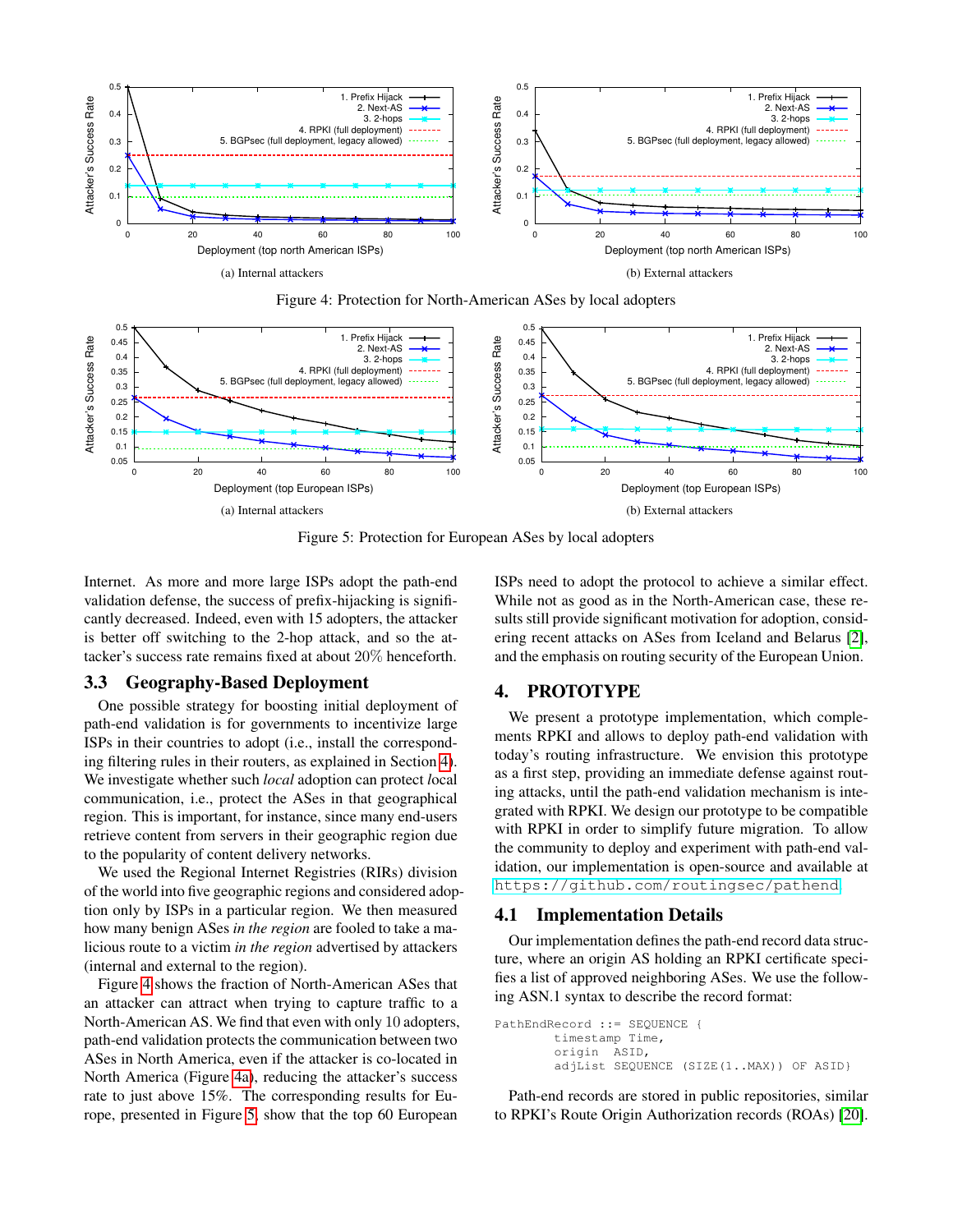(a) Internal attackers

(b) External attackers

Figure 4: Protection for North-American ASes by local adopters

(a) Internal attackers

(b) External attackers

Figure 5: Protection for European ASes by local adopters

Internet. As more and more large ISPs adopt the path-end validation defense, the success of prefix-hijacking is significantly decreased. Indeed, even with 15 adopters, the attacker is better off switching to the 2-hop attack, and so the attacker's success rate remains fixed at about 20% henceforth.

## 3.3 Geography-Based Deployment

One possible strategy for boosting initial deployment of path-end validation is for governments to incentivize large ISPs in their countries to adopt (i.e., install the corresponding filtering rules in their routers, as explained in Section 4). We investigate whether such *local* adoption can protect *l*ocal communication, i.e., protect the ASes in that geographical region. This is important, for instance, since many end-users retrieve content from servers in their geographic region due to the popularity of content delivery networks.

We used the Regional Internet Registries (RIRs) division of the world into five geographic regions and considered adoption only by ISPs in a particular region. We then measured how many benign ASes *in the region* are fooled to take a malicious route to a victim *in the region* advertised by attackers (internal and external to the region).

Figure 4 shows the fraction of North-American ASes that an attacker can attract when trying to capture traffic to a North-American AS. We find that even with only 10 adopters, path-end validation protects the communication between two ASes in North America, even if the attacker is co-located in North America (Figure 4a), reducing the attacker's success rate to just above 15%. The corresponding results for Europe, presented in Figure 5, show that the top 60 European ISPs need to adopt the protocol to achieve a similar effect. While not as good as in the North-American case, these results still provide significant motivation for adoption, considering recent attacks on ASes from Iceland and Belarus [2], and the emphasis on routing security of the European Union.

# 4. PROTOTYPE

We present a prototype implementation, which complements RPKI and allows to deploy path-end validation with today's routing infrastructure. We envision this prototype as a first step, providing an immediate defense against routing attacks, until the path-end validation mechanism is integrated with RPKI. We design our prototype to be compatible with RPKI in order to simplify future migration. To allow the community to deploy and experiment with path-end validation, our implementation is open-source and available at https://github.com/routingsec/pathend

## 4.1 Implementation Details

Our implementation defines the path-end record data structure, where an origin AS holding an RPKI certificate specifies a list of approved neighboring ASes. We use the following ASN.1 syntax to describe the record format:

```
PathEndRecord ::= SEQUENCE {
        timestamp Time,
        origin  ASID,
        adjList SEQUENCE (SIZE(1..MAX)) OF ASID}
```

Path-end records are stored in public repositories, similar to RPKI's Route Origin Authorization records (ROAs) [20].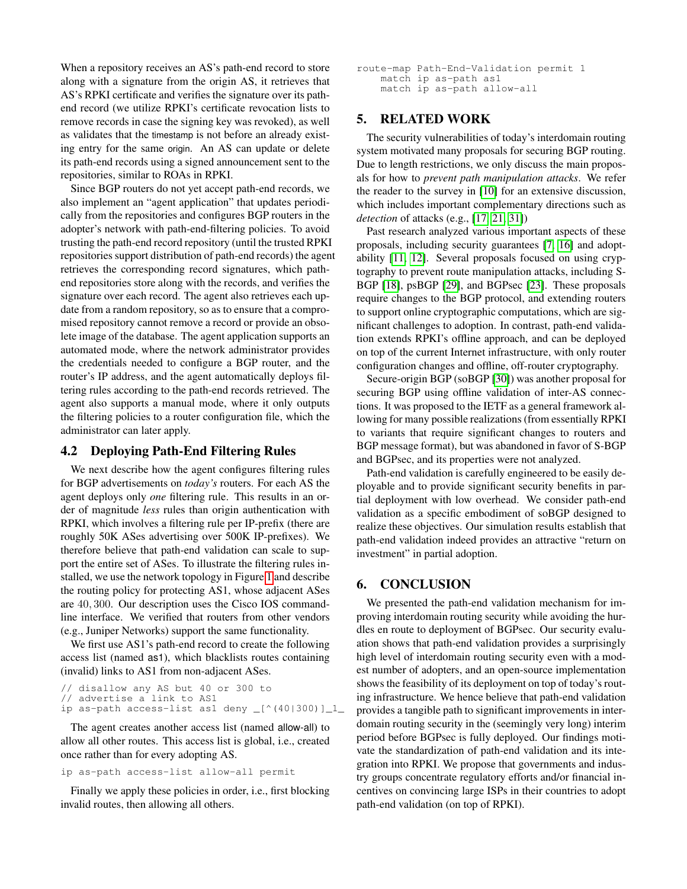When a repository receives an AS's path-end record to store along with a signature from the origin AS, it retrieves that AS's RPKI certificate and verifies the signature over its path-end record (we utilize RPKI's certificate revocation lists to remove records in case the signing key was revoked), as well as validates that the timestamp is not before an already existing entry for the same origin. An AS can update or delete its path-end records using a signed announcement sent to the repositories, similar to ROAs in RPKI.

Since BGP routers do not yet accept path-end records, we also implement an "agent application" that updates periodically from the repositories and configures BGP routers in the adopter's network with path-end-filtering policies. To avoid trusting the path-end record repository (until the trusted RPKI repositories support distribution of path-end records) the agent retrieves the corresponding record signatures, which path-end repositories store along with the records, and verifies the signature over each record. The agent also retrieves each update from a random repository, so as to ensure that a compromised repository cannot remove a record or provide an obsolete image of the database. The agent application supports an automated mode, where the network administrator provides the credentials needed to configure a BGP router, and the router's IP address, and the agent automatically deploys filtering rules according to the path-end records retrieved. The agent also supports a manual mode, where it only outputs the filtering policies to a router configuration file, which the administrator can later apply.

## 4.2 Deploying Path-End Filtering Rules

We next describe how the agent configures filtering rules for BGP advertisements on *today's* routers. For each AS the agent deploys only *one* filtering rule. This results in an order of magnitude *less* rules than origin authentication with RPKI, which involves a filtering rule per IP-prefix (there are roughly 50K ASes advertising over 500K IP-prefixes). We therefore believe that path-end validation can scale to support the entire set of ASes. To illustrate the filtering rules installed, we use the network topology in Figure 1 and describe the routing policy for protecting AS1, whose adjacent ASes are $40, 300$. Our description uses the Cisco IOS command-line interface. We verified that routers from other vendors (e.g., Juniper Networks) support the same functionality.

We first use AS1's path-end record to create the following access list (named as1), which blacklists routes containing (invalid) links to AS1 from non-adjacent ASes.

```
// disallow any AS but 40 or 300 to
// advertise a link to AS1
ip as-path access-list as1 deny _[^(40|300)]_1_
```

The agent creates another access list (named allow-all) to allow all other routes. This access list is global, i.e., created once rather than for every adopting AS.

```
ip as-path access-list allow-all permit
```

Finally we apply these policies in order, i.e., first blocking invalid routes, then allowing all others.

```
route-map Path-End-Validation permit 1
    match ip as-path as1
    match ip as-path allow-all
```

# 5. RELATED WORK

The security vulnerabilities of today's interdomain routing system motivated many proposals for securing BGP routing. Due to length restrictions, we only discuss the main proposals for how to *prevent path manipulation attacks*. We refer the reader to the survey in [10] for an extensive discussion, which includes important complementary directions such as *detection* of attacks (e.g., [17, 21, 31])

Past research analyzed various important aspects of these proposals, including security guarantees [7, 16] and adoptability [11, 12]. Several proposals focused on using cryptography to prevent route manipulation attacks, including S-BGP [18], psBGP [29], and BGPsec [23]. These proposals require changes to the BGP protocol, and extending routers to support online cryptographic computations, which are significant challenges to adoption. In contrast, path-end validation extends RPKI's offline approach, and can be deployed on top of the current Internet infrastructure, with only router configuration changes and offline, off-router cryptography.

Secure-origin BGP (soBGP [30]) was another proposal for securing BGP using offline validation of inter-AS connections. It was proposed to the IETF as a general framework allowing for many possible realizations (from essentially RPKI to variants that require significant changes to routers and BGP message format), but was abandoned in favor of S-BGP and BGPsec, and its properties were not analyzed.

Path-end validation is carefully engineered to be easily deployable and to provide significant security benefits in partial deployment with low overhead. We consider path-end validation as a specific embodiment of soBGP designed to realize these objectives. Our simulation results establish that path-end validation indeed provides an attractive "return on investment" in partial adoption.

# 6. CONCLUSION

We presented the path-end validation mechanism for improving interdomain routing security while avoiding the hurdles en route to deployment of BGPsec. Our security evaluation shows that path-end validation provides a surprisingly high level of interdomain routing security even with a modest number of adopters, and an open-source implementation shows the feasibility of its deployment on top of today's routing infrastructure. We hence believe that path-end validation provides a tangible path to significant improvements in interdomain routing security in the (seemingly very long) interim period before BGPsec is fully deployed. Our findings motivate the standardization of path-end validation and its integration into RPKI. We propose that governments and industry groups concentrate regulatory efforts and/or financial incentives on convincing large ISPs in their countries to adopt path-end validation (on top of RPKI).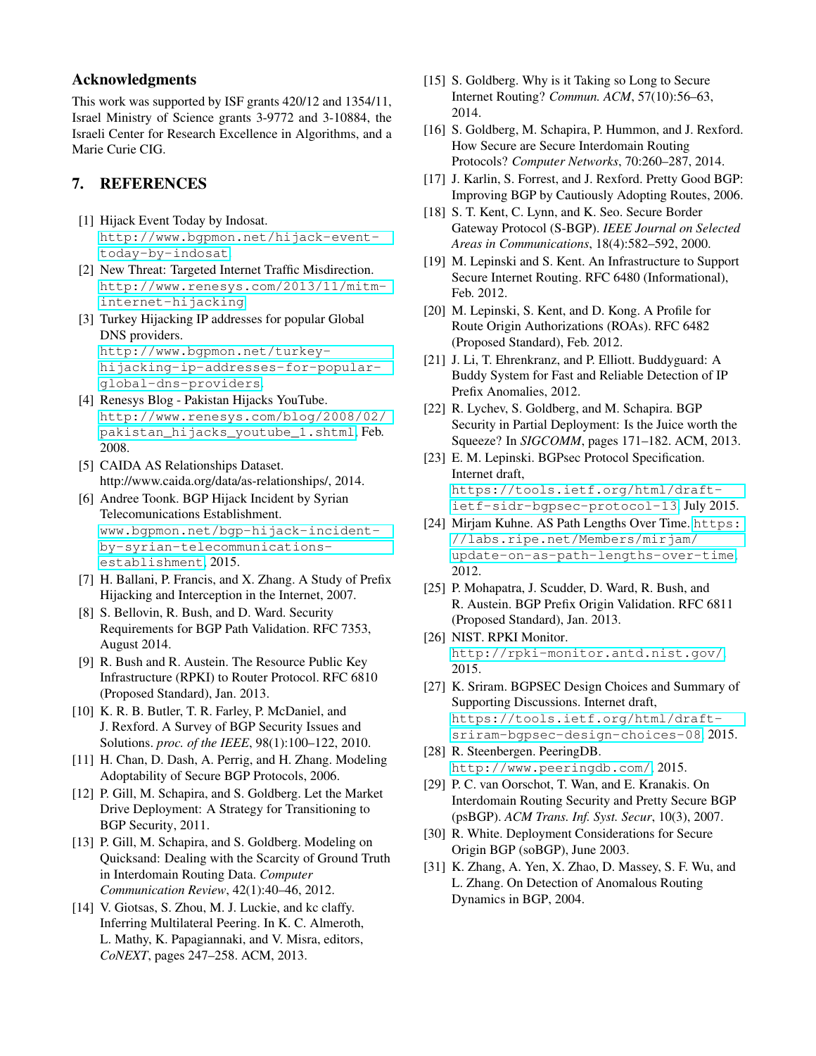## Acknowledgments

This work was supported by ISF grants 420/12 and 1354/11, Israel Ministry of Science grants 3-9772 and 3-10884, the Israeli Center for Research Excellence in Algorithms, and a Marie Curie CIG.

## 7. REFERENCES

[1] Hijack Event Today by Indosat. http://www.bgpmon.net/hijack-event-today-by-indosat.

[2] New Threat: Targeted Internet Traffic Misdirection. http://www.renesys.com/2013/11/mitm-internet-hijacking.

[3] Turkey Hijacking IP addresses for popular Global DNS providers. http://www.bgpmon.net/turkey-hijacking-ip-addresses-for-popular-global-dns-providers.

[4] Renesys Blog - Pakistan Hijacks YouTube. http://www.renesys.com/blog/2008/02/pakistan_hijacks_youtube_1.shtml, Feb. 2008.

[5] CAIDA AS Relationships Dataset. http://www.caida.org/data/as-relationships/, 2014.

[6] Andree Toonk. BGP Hijack Incident by Syrian Telecomunications Establishment. www.bgpmon.net/bgp-hijack-incident-by-syrian-telecommunications-establishment, 2015.

[7] H. Ballani, P. Francis, and X. Zhang. A Study of Prefix Hijacking and Interception in the Internet, 2007.

[8] S. Bellovin, R. Bush, and D. Ward. Security Requirements for BGP Path Validation. RFC 7353, August 2014.

[9] R. Bush and R. Austein. The Resource Public Key Infrastructure (RPKI) to Router Protocol. RFC 6810 (Proposed Standard), Jan. 2013.

[10] K. R. B. Butler, T. R. Farley, P. McDaniel, and J. Rexford. A Survey of BGP Security Issues and Solutions. *proc. of the IEEE*, 98(1):100–122, 2010.

[11] H. Chan, D. Dash, A. Perrig, and H. Zhang. Modeling Adoptability of Secure BGP Protocols, 2006.

[12] P. Gill, M. Schapira, and S. Goldberg. Let the Market Drive Deployment: A Strategy for Transitioning to BGP Security, 2011.

[13] P. Gill, M. Schapira, and S. Goldberg. Modeling on Quicksand: Dealing with the Scarcity of Ground Truth in Interdomain Routing Data. *Computer Communication Review*, 42(1):40–46, 2012.

[14] V. Giotsas, S. Zhou, M. J. Luckie, and kc claffy. Inferring Multilateral Peering. In K. C. Almeroth, L. Mathy, K. Papagiannaki, and V. Misra, editors, *CoNEXT*, pages 247–258. ACM, 2013.

[15] S. Goldberg. Why is it Taking so Long to Secure Internet Routing? *Commun. ACM*, 57(10):56–63, 2014.

[16] S. Goldberg, M. Schapira, P. Hummon, and J. Rexford. How Secure are Secure Interdomain Routing Protocols? *Computer Networks*, 70:260–287, 2014.

[17] J. Karlin, S. Forrest, and J. Rexford. Pretty Good BGP: Improving BGP by Cautiously Adopting Routes, 2006.

[18] S. T. Kent, C. Lynn, and K. Seo. Secure Border Gateway Protocol (S-BGP). *IEEE Journal on Selected Areas in Communications*, 18(4):582–592, 2000.

[19] M. Lepinski and S. Kent. An Infrastructure to Support Secure Internet Routing. RFC 6480 (Informational), Feb. 2012.

[20] M. Lepinski, S. Kent, and D. Kong. A Profile for Route Origin Authorizations (ROAs). RFC 6482 (Proposed Standard), Feb. 2012.

[21] J. Li, T. Ehrenkranz, and P. Elliott. Buddyguard: A Buddy System for Fast and Reliable Detection of IP Prefix Anomalies, 2012.

[22] R. Lychev, S. Goldberg, and M. Schapira. BGP Security in Partial Deployment: Is the Juice worth the Squeeze? In *SIGCOMM*, pages 171–182. ACM, 2013.

[23] E. M. Lepinski. BGPsec Protocol Specification. Internet draft, https://tools.ietf.org/html/draft-ietf-sidr-bgpsec-protocol-13, July 2015.

[24] Mirjam Kuhne. AS Path Lengths Over Time. https://labs.ripe.net/Members/mirjam/update-on-as-path-lengths-over-time, 2012.

[25] P. Mohapatra, J. Scudder, D. Ward, R. Bush, and R. Austein. BGP Prefix Origin Validation. RFC 6811 (Proposed Standard), Jan. 2013.

[26] NIST. RPKI Monitor. http://rpki-monitor.antd.nist.gov/, 2015.

[27] K. Sriram. BGPSEC Design Choices and Summary of Supporting Discussions. Internet draft, https://tools.ietf.org/html/draft-sriram-bgpsec-design-choices-08, 2015.

[28] R. Steenbergen. PeeringDB. http://www.peeringdb.com/, 2015.

[29] P. C. van Oorschot, T. Wan, and E. Kranakis. On Interdomain Routing Security and Pretty Secure BGP (psBGP). *ACM Trans. Inf. Syst. Secur*, 10(3), 2007.

[30] R. White. Deployment Considerations for Secure Origin BGP (soBGP), June 2003.

[31] K. Zhang, A. Yen, X. Zhao, D. Massey, S. F. Wu, and L. Zhang. On Detection of Anomalous Routing Dynamics in BGP, 2004.